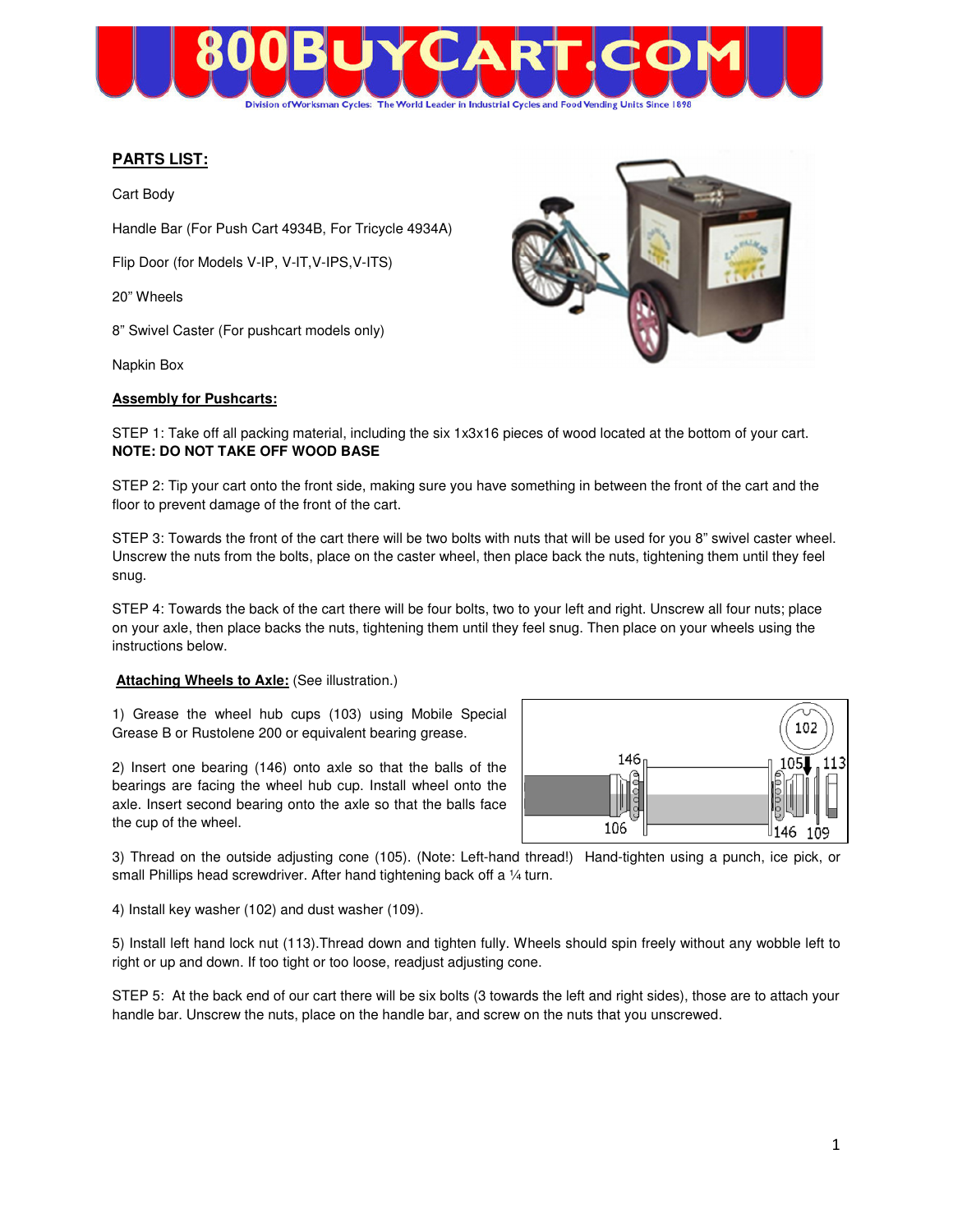**PARTS LIST:**

Cart Body

Handle Bar (For Push Cart 4934B, For Tricycle 4934A)

Flip Door (for Models V-IP, V-IT,V-IPS,V-ITS)

20" Wheels

8" Swivel Caster (For pushcart models only)

Napkin Box

**Assembly for Pushcarts:**

STEP 1: Take off all packing material, including the six 1x3x16 pieces of wood located at the bottom of your cart.
**NOTE: DO NOT TAKE OFF WOOD BASE**

STEP 2: Tip your cart onto the front side, making sure you have something in between the front of the cart and the floor to prevent damage of the front of the cart.

STEP 3: Towards the front of the cart there will be two bolts with nuts that will be used for you 8" swivel caster wheel. Unscrew the nuts from the bolts, place on the caster wheel, then place back the nuts, tightening them until they feel snug.

STEP 4: Towards the back of the cart there will be four bolts, two to your left and right. Unscrew all four nuts; place on your axle, then place backs the nuts, tightening them until they feel snug. Then place on your wheels using the instructions below.

**Attaching Wheels to Axle:** (See illustration.)

1) Grease the wheel hub cups (103) using Mobile Special Grease B or Rustolene 200 or equivalent bearing grease.

2) Insert one bearing (146) onto axle so that the balls of the bearings are facing the wheel hub cup. Install wheel onto the axle. Insert second bearing onto the axle so that the balls face the cup of the wheel.

3) Thread on the outside adjusting cone (105). (Note: Left-hand thread!) Hand-tighten using a punch, ice pick, or small Phillips head screwdriver. After hand tightening back off a ¼ turn.

4) Install key washer (102) and dust washer (109).

5) Install left hand lock nut (113).Thread down and tighten fully. Wheels should spin freely without any wobble left to right or up and down. If too tight or too loose, readjust adjusting cone.

STEP 5: At the back end of our cart there will be six bolts (3 towards the left and right sides), those are to attach your handle bar. Unscrew the nuts, place on the handle bar, and screw on the nuts that you unscrewed.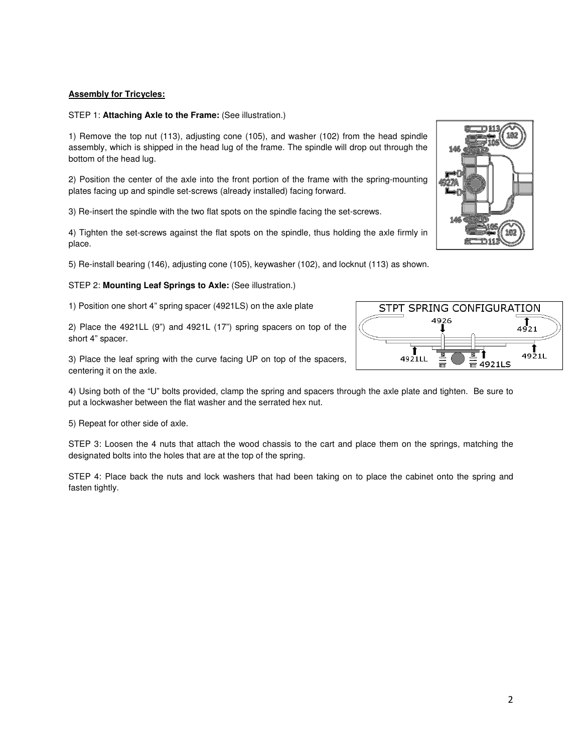**Assembly for Tricycles:**

STEP 1: **Attaching Axle to the Frame:** (See illustration.)

1) Remove the top nut (113), adjusting cone (105), and washer (102) from the head spindle assembly, which is shipped in the head lug of the frame. The spindle will drop out through the bottom of the head lug.

2) Position the center of the axle into the front portion of the frame with the spring-mounting plates facing up and spindle set-screws (already installed) facing forward.

3) Re-insert the spindle with the two flat spots on the spindle facing the set-screws.

4) Tighten the set-screws against the flat spots on the spindle, thus holding the axle firmly in place.

5) Re-install bearing (146), adjusting cone (105), keywasher (102), and locknut (113) as shown.

STEP 2: **Mounting Leaf Springs to Axle:** (See illustration.)

1) Position one short 4" spring spacer (4921LS) on the axle plate

2) Place the 4921LL (9") and 4921L (17") spring spacers on top of the short 4" spacer.

3) Place the leaf spring with the curve facing UP on top of the spacers, centering it on the axle.

4) Using both of the "U" bolts provided, clamp the spring and spacers through the axle plate and tighten. Be sure to put a lockwasher between the flat washer and the serrated hex nut.

5) Repeat for other side of axle.

STEP 3: Loosen the 4 nuts that attach the wood chassis to the cart and place them on the springs, matching the designated bolts into the holes that are at the top of the spring.

STEP 4: Place back the nuts and lock washers that had been taking on to place the cabinet onto the spring and fasten tightly.